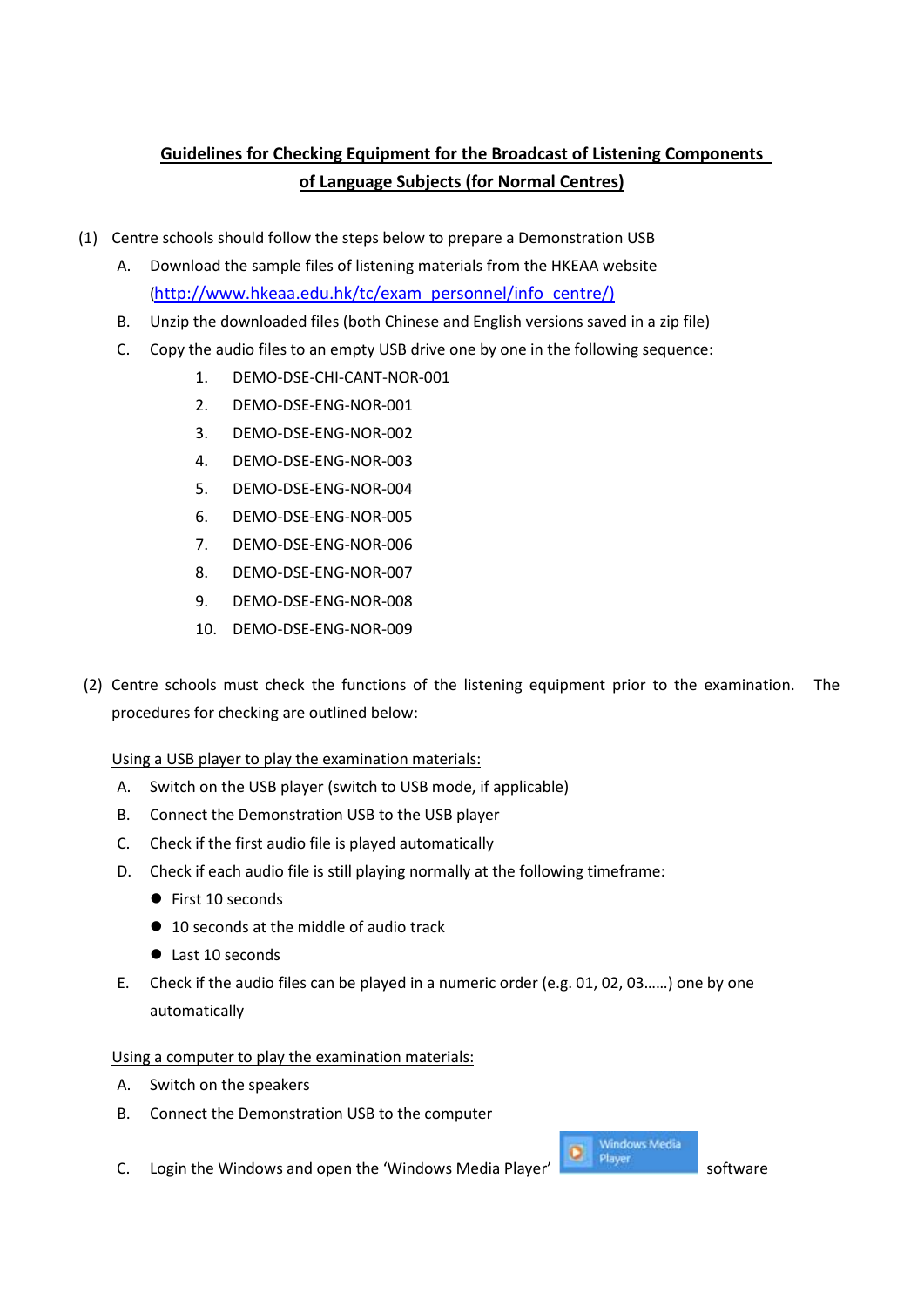**Guidelines for Checking Equipment for the Broadcast of Listening Components of Language Subjects (for Normal Centres)**

(1) Centre schools should follow the steps below to prepare a Demonstration USB

   A. Download the sample files of listening materials from the HKEAA website (http://www.hkeaa.edu.hk/tc/exam_personnel/info_centre/)

   B. Unzip the downloaded files (both Chinese and English versions saved in a zip file)

   C. Copy the audio files to an empty USB drive one by one in the following sequence:

      1. DEMO-DSE-CHI-CANT-NOR-001
      2. DEMO-DSE-ENG-NOR-001
      3. DEMO-DSE-ENG-NOR-002
      4. DEMO-DSE-ENG-NOR-003
      5. DEMO-DSE-ENG-NOR-004
      6. DEMO-DSE-ENG-NOR-005
      7. DEMO-DSE-ENG-NOR-006
      8. DEMO-DSE-ENG-NOR-007
      9. DEMO-DSE-ENG-NOR-008
      10. DEMO-DSE-ENG-NOR-009

(2) Centre schools must check the functions of the listening equipment prior to the examination. The procedures for checking are outlined below:

<u>Using a USB player to play the examination materials:</u>

   A. Switch on the USB player (switch to USB mode, if applicable)

   B. Connect the Demonstration USB to the USB player

   C. Check if the first audio file is played automatically

   D. Check if each audio file is still playing normally at the following timeframe:

      - First 10 seconds
      - 10 seconds at the middle of audio track
      - Last 10 seconds

   E. Check if the audio files can be played in a numeric order (e.g. 01, 02, 03……) one by one automatically

<u>Using a computer to play the examination materials:</u>

   A. Switch on the speakers

   B. Connect the Demonstration USB to the computer

   C. Login the Windows and open the 'Windows Media Player' [Windows Media Player] software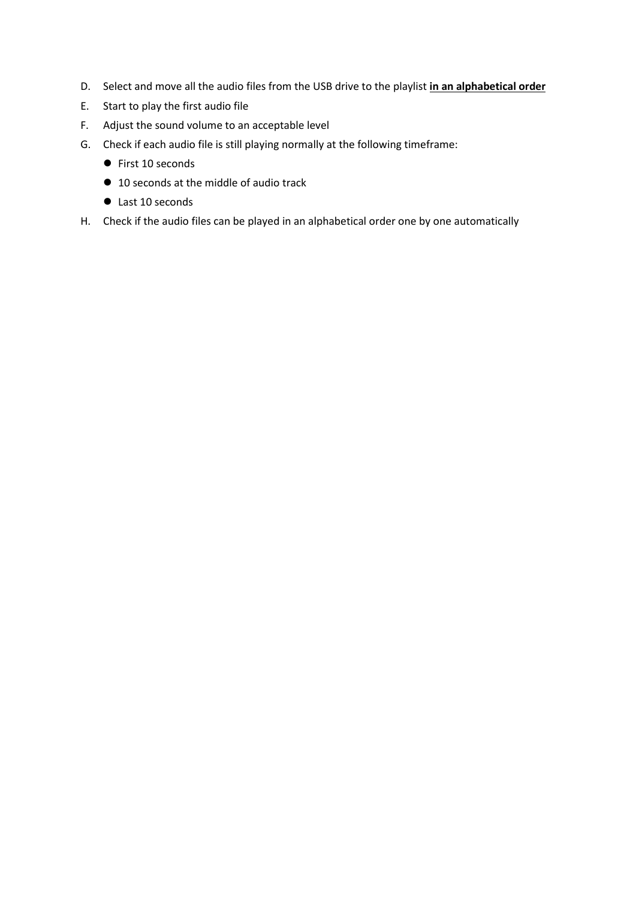D. Select and move all the audio files from the USB drive to the playlist **in an alphabetical order**

E. Start to play the first audio file

F. Adjust the sound volume to an acceptable level

G. Check if each audio file is still playing normally at the following timeframe:

   - First 10 seconds
   - 10 seconds at the middle of audio track
   - Last 10 seconds

H. Check if the audio files can be played in an alphabetical order one by one automatically